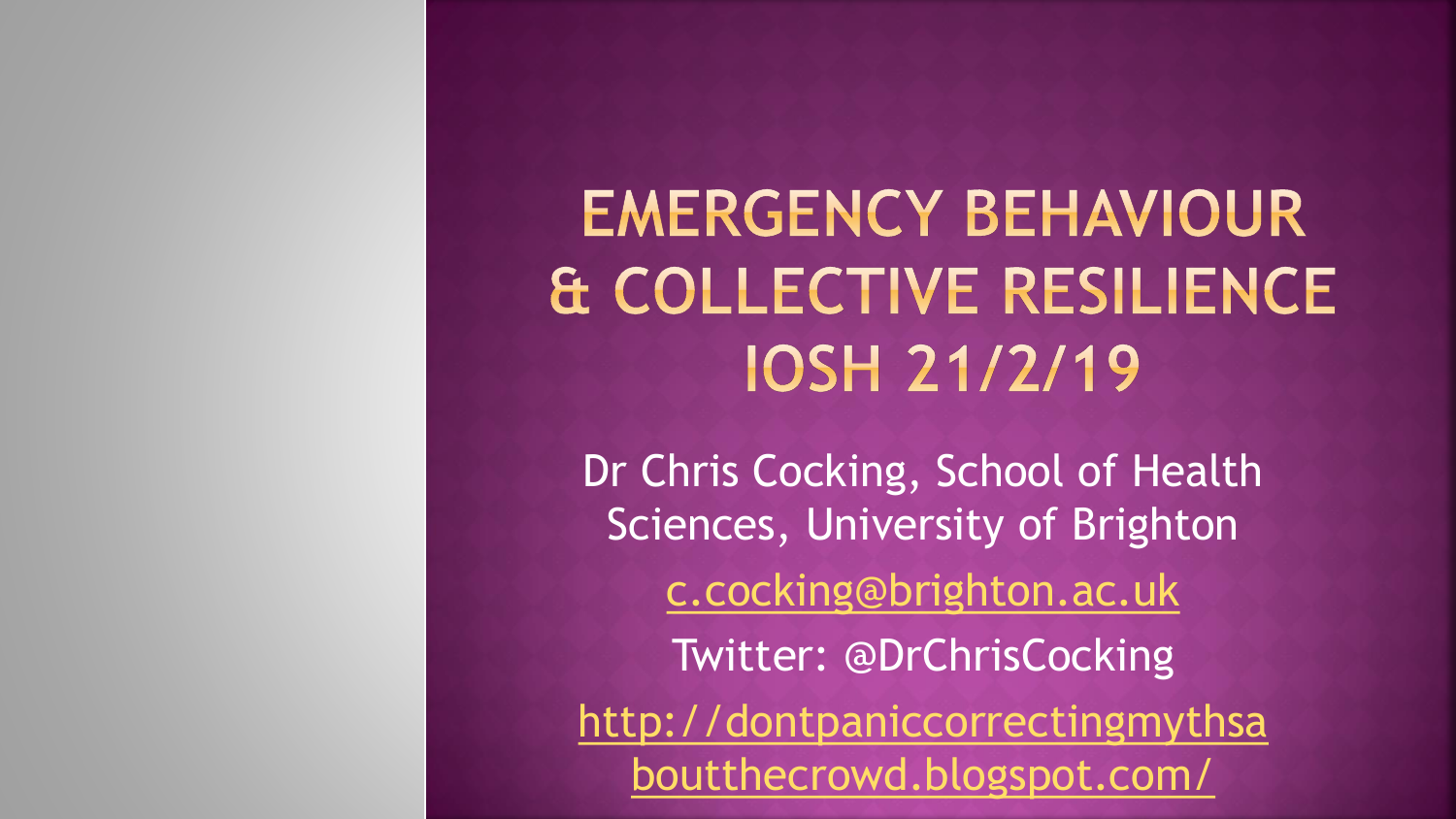# EMERGENCY BEHAVIOUR & COLLECTIVE RESILIENCE IOSH 21/2/19

Dr Chris Cocking, School of Health Sciences, University of Brighton

c.cocking@brighton.ac.uk

Twitter: @DrChrisCocking

http://dontpaniccorrectingmythsaboutthecrowd.blogspot.com/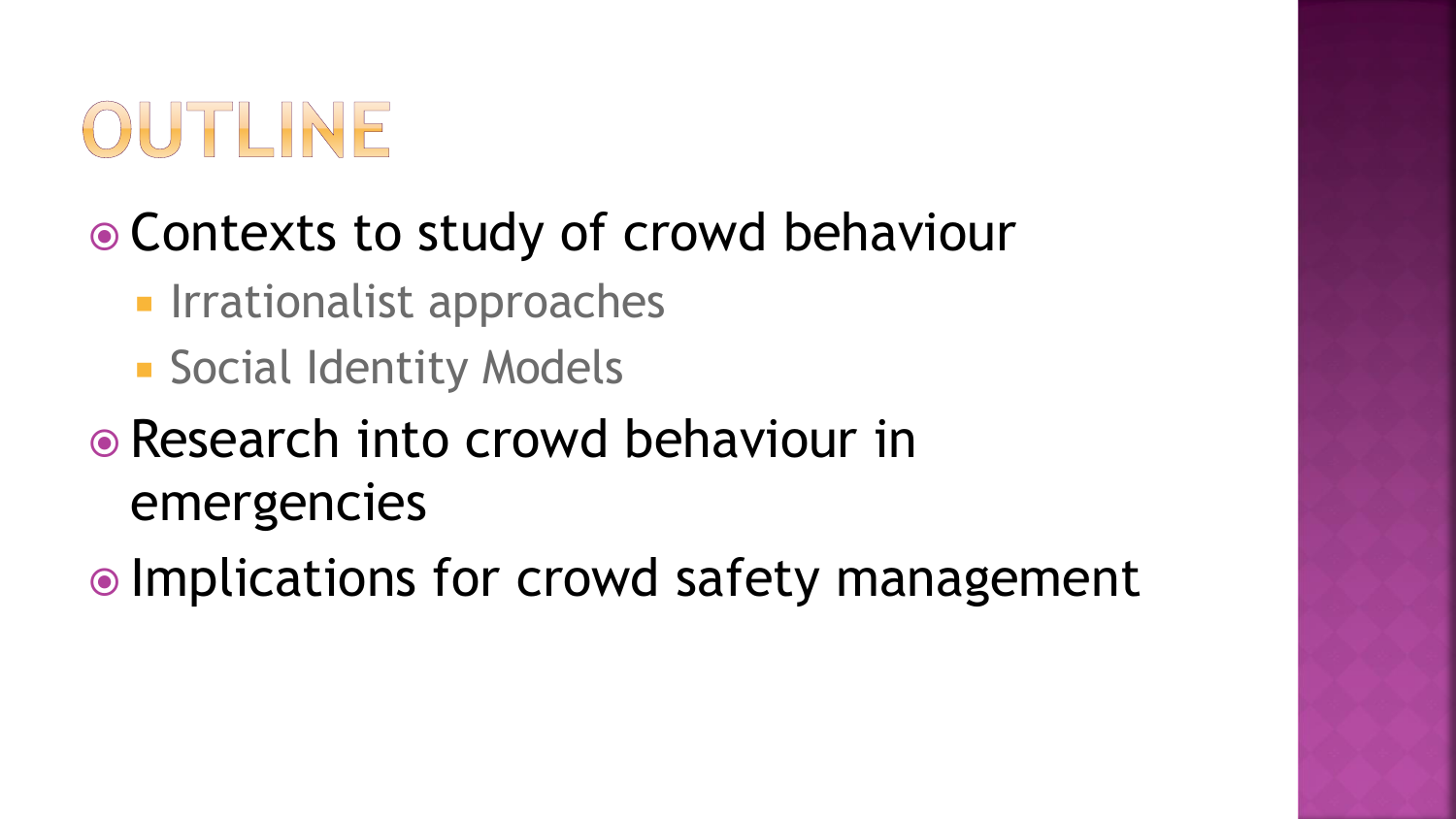# OUTLINE

- Contexts to study of crowd behaviour
  - Irrationalist approaches
  - Social Identity Models
- Research into crowd behaviour in emergencies
- Implications for crowd safety management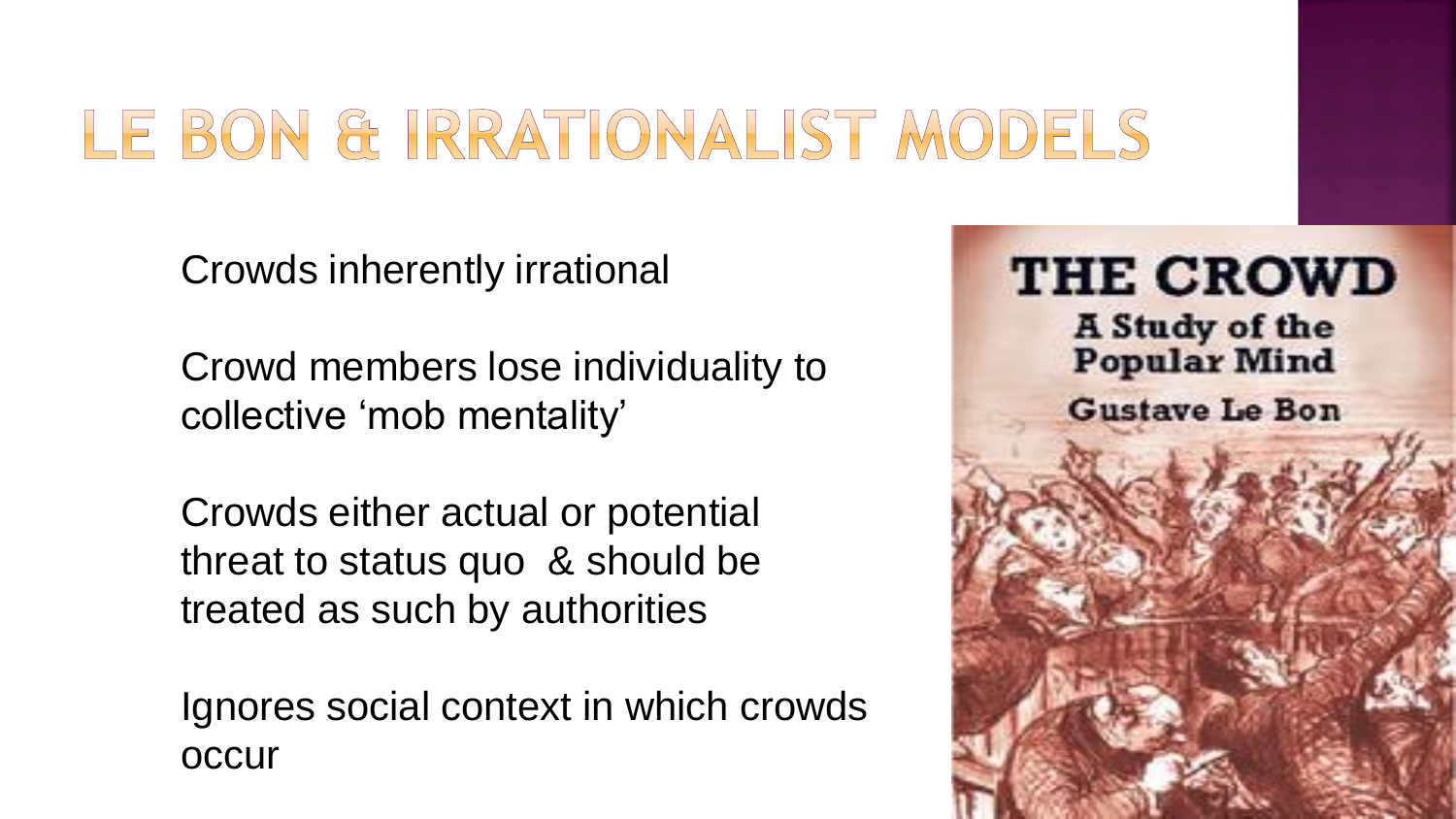# LE BON & IRRATIONALIST MODELS

Crowds inherently irrational

Crowd members lose individuality to collective 'mob mentality'

Crowds either actual or potential threat to status quo & should be treated as such by authorities

Ignores social context in which crowds occur

THE CROWD
A Study of the Popular Mind
Gustave Le Bon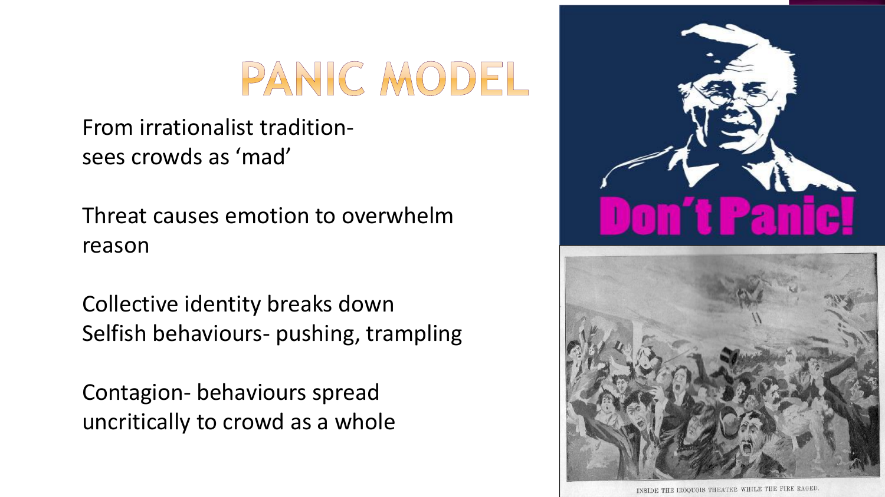# PANIC MODEL

From irrationalist tradition-
sees crowds as 'mad'

Threat causes emotion to overwhelm reason

Collective identity breaks down
Selfish behaviours- pushing, trampling

Contagion- behaviours spread uncritically to crowd as a whole

Don't Panic!

INSIDE THE IROQUOIS THEATER WHILE THE FIRE RAGED.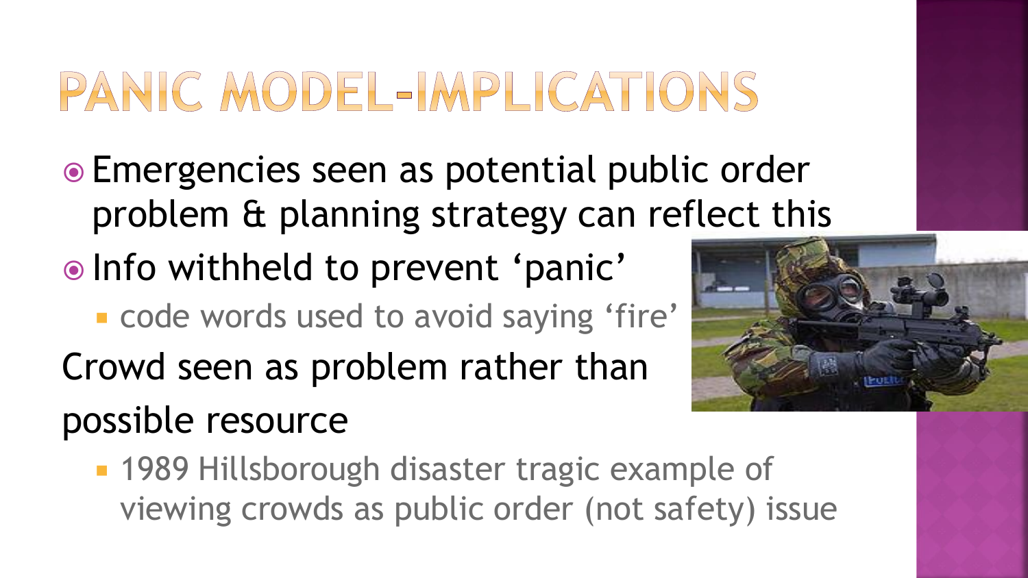# PANIC MODEL-IMPLICATIONS

- Emergencies seen as potential public order problem & planning strategy can reflect this
- Info withheld to prevent 'panic'
  - code words used to avoid saying 'fire'

Crowd seen as problem rather than possible resource

  - 1989 Hillsborough disaster tragic example of viewing crowds as public order (not safety) issue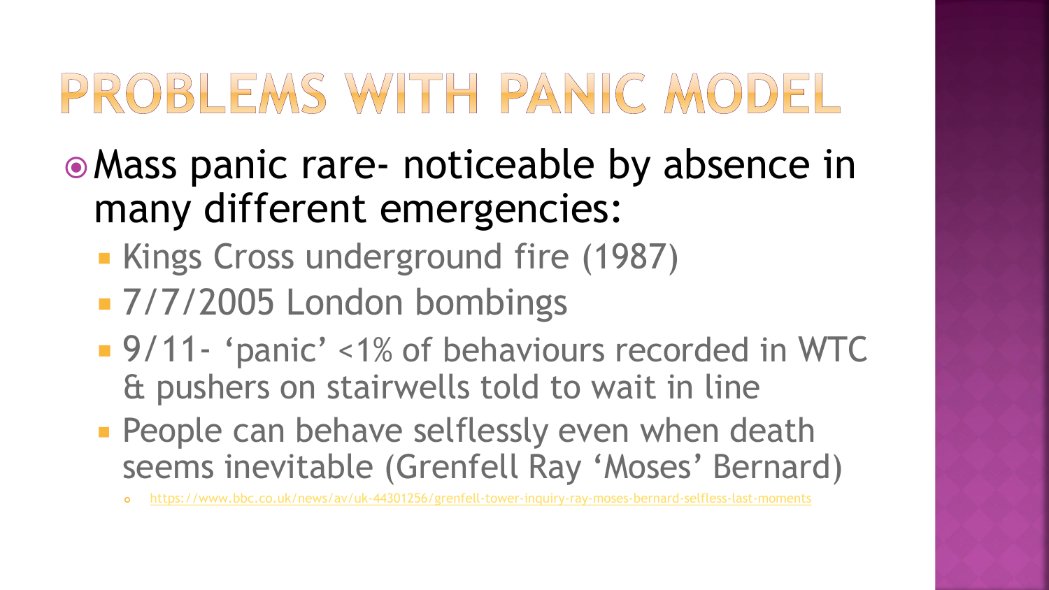# PROBLEMS WITH PANIC MODEL

- Mass panic rare- noticeable by absence in many different emergencies:
  - Kings Cross underground fire (1987)
  - 7/7/2005 London bombings
  - 9/11- 'panic' <1% of behaviours recorded in WTC & pushers on stairwells told to wait in line
  - People can behave selflessly even when death seems inevitable (Grenfell Ray 'Moses' Bernard)
    - https://www.bbc.co.uk/news/av/uk-44301256/grenfell-tower-inquiry-ray-moses-bernard-selfless-last-moments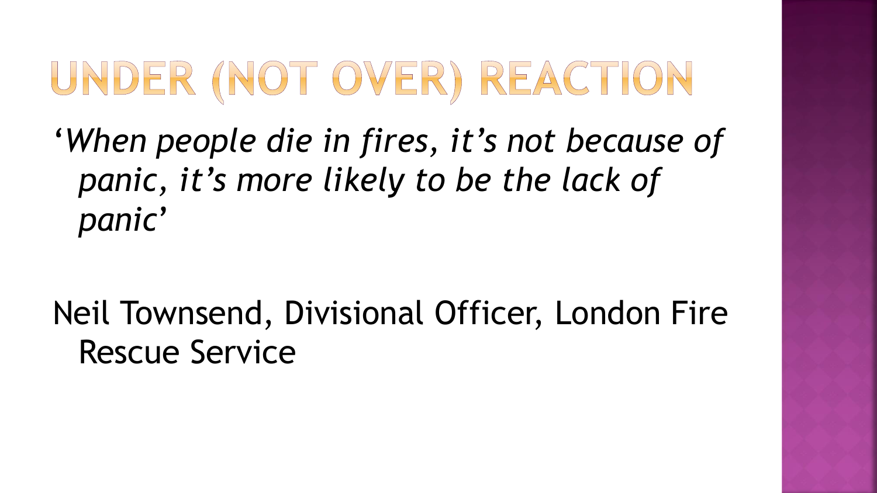# UNDER (NOT OVER) REACTION

'*When people die in fires, it's not because of panic, it's more likely to be the lack of panic*'

Neil Townsend, Divisional Officer, London Fire Rescue Service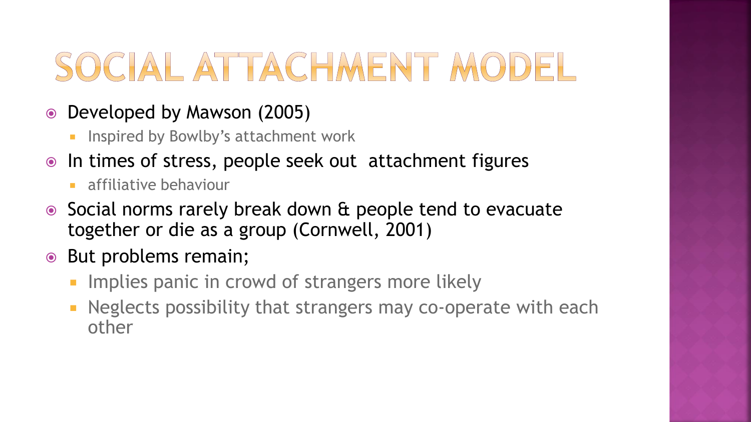# SOCIAL ATTACHMENT MODEL

- Developed by Mawson (2005)
  - Inspired by Bowlby's attachment work
- In times of stress, people seek out attachment figures
  - affiliative behaviour
- Social norms rarely break down & people tend to evacuate together or die as a group (Cornwell, 2001)
- But problems remain;
  - Implies panic in crowd of strangers more likely
  - Neglects possibility that strangers may co-operate with each other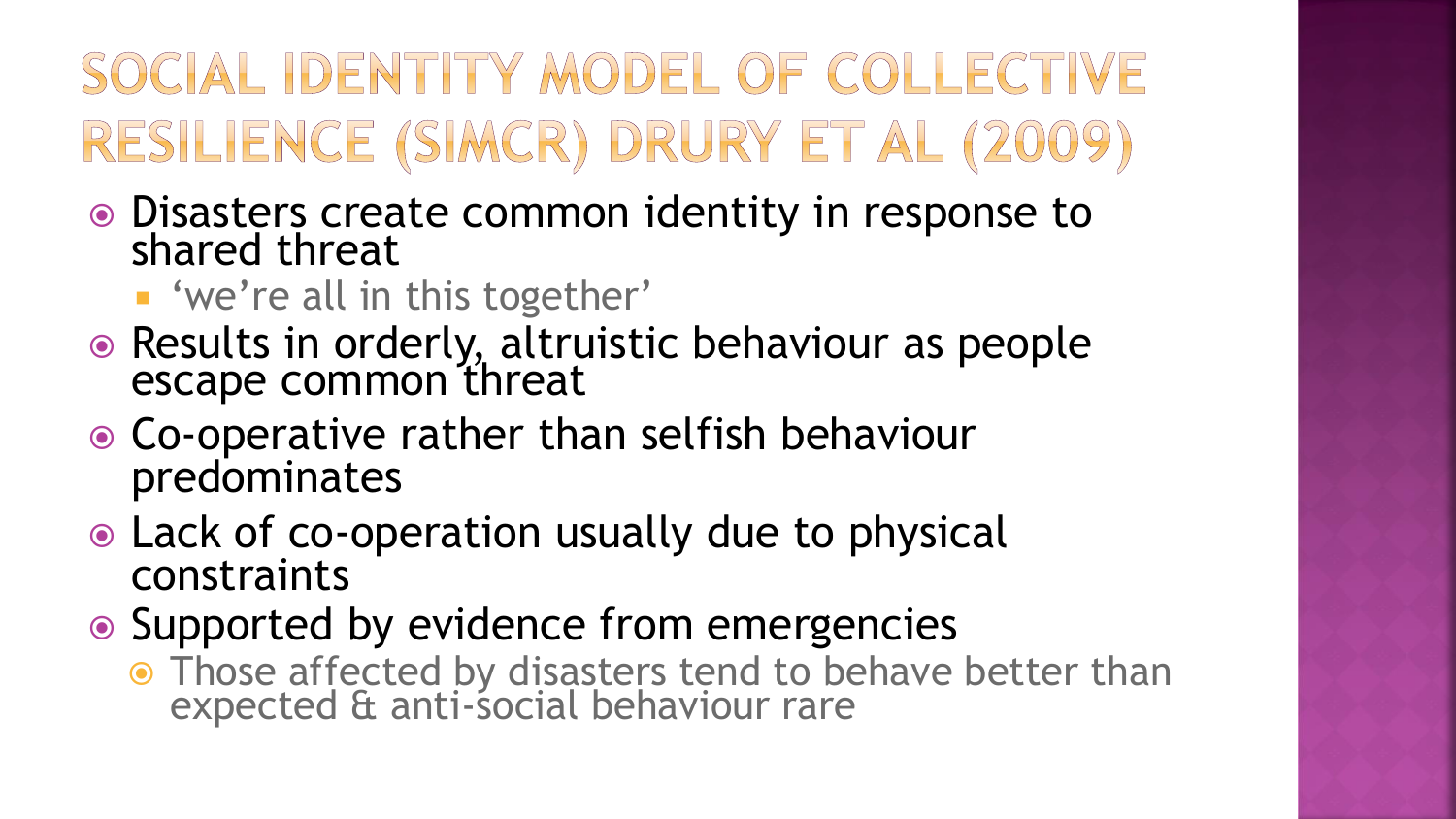# SOCIAL IDENTITY MODEL OF COLLECTIVE RESILIENCE (SIMCR) DRURY ET AL (2009)

- Disasters create common identity in response to shared threat
  - 'we're all in this together'
- Results in orderly, altruistic behaviour as people escape common threat
- Co-operative rather than selfish behaviour predominates
- Lack of co-operation usually due to physical constraints
- Supported by evidence from emergencies
  - Those affected by disasters tend to behave better than expected & anti-social behaviour rare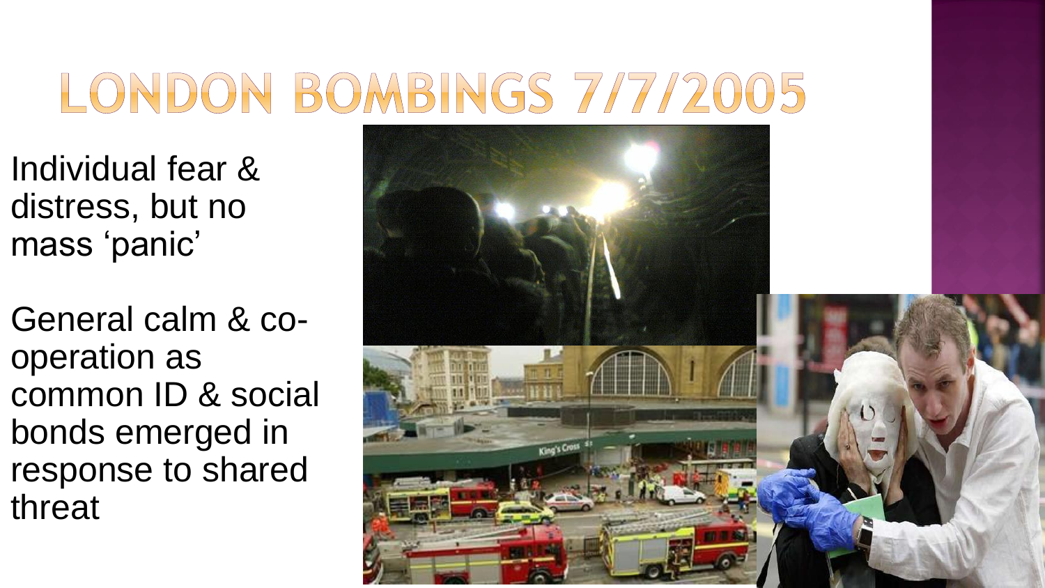# LONDON BOMBINGS 7/7/2005

Individual fear & distress, but no mass 'panic'

General calm & co-operation as common ID & social bonds emerged in response to shared threat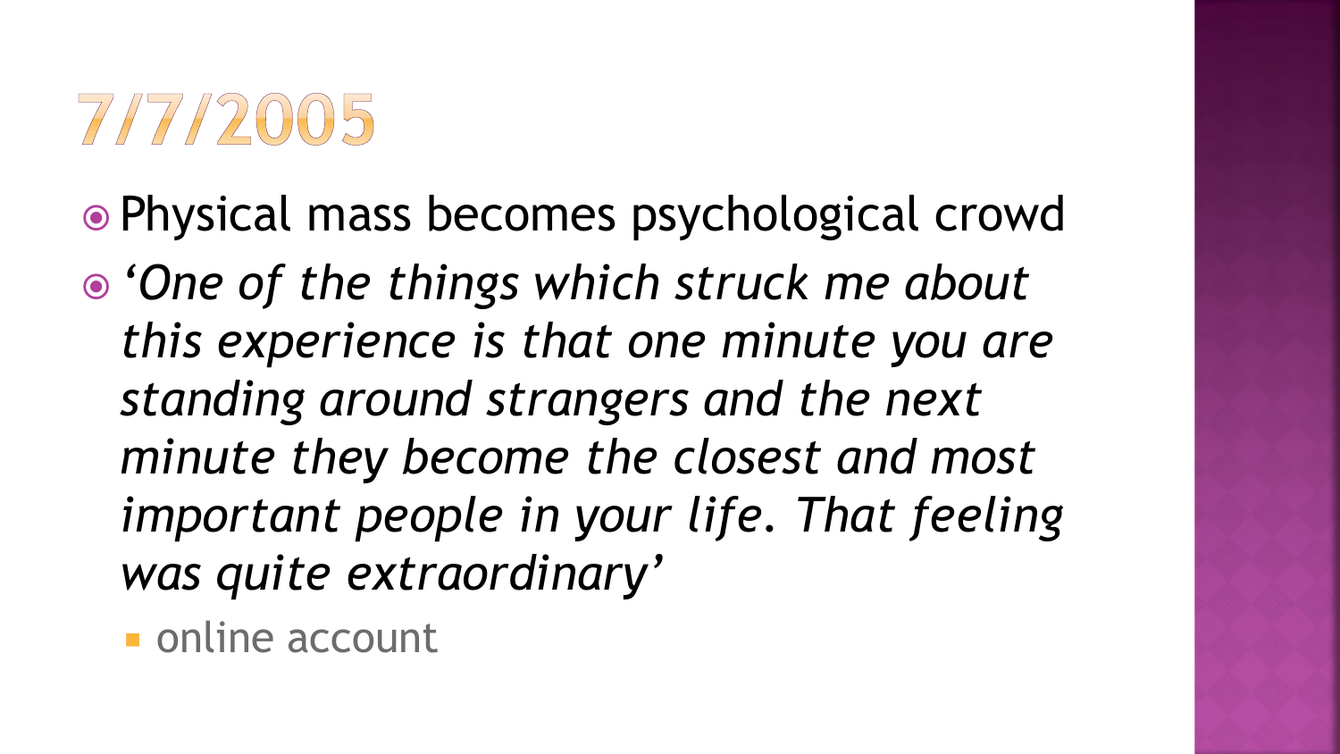# 7/7/2005

- Physical mass becomes psychological crowd
- *'One of the things which struck me about this experience is that one minute you are standing around strangers and the next minute they become the closest and most important people in your life. That feeling was quite extraordinary'*
  - online account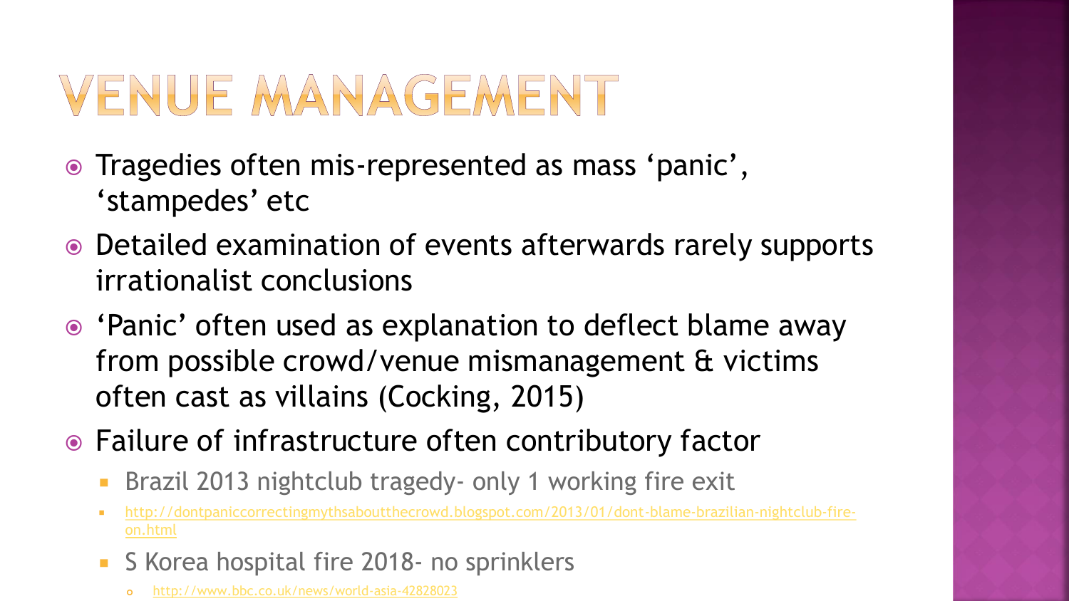# VENUE MANAGEMENT

- Tragedies often mis-represented as mass 'panic', 'stampedes' etc
- Detailed examination of events afterwards rarely supports irrationalist conclusions
- 'Panic' often used as explanation to deflect blame away from possible crowd/venue mismanagement & victims often cast as villains (Cocking, 2015)
- Failure of infrastructure often contributory factor
  - Brazil 2013 nightclub tragedy- only 1 working fire exit
  - http://dontpaniccorrectingmythsaboutthecrowd.blogspot.com/2013/01/dont-blame-brazilian-nightclub-fire-on.html
  - S Korea hospital fire 2018- no sprinklers
    - http://www.bbc.co.uk/news/world-asia-42828023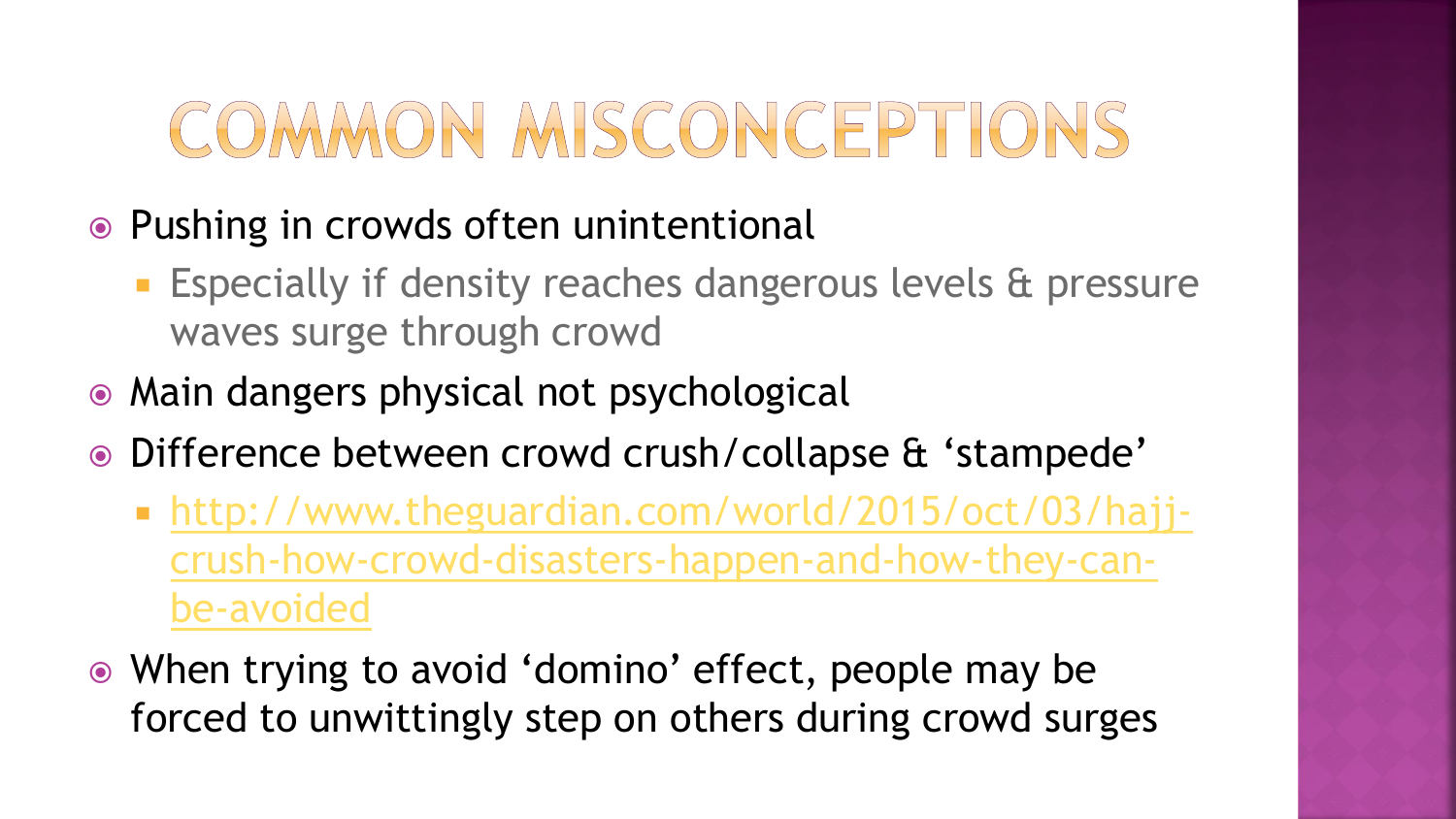# COMMON MISCONCEPTIONS

- Pushing in crowds often unintentional
  - Especially if density reaches dangerous levels & pressure waves surge through crowd
- Main dangers physical not psychological
- Difference between crowd crush/collapse & 'stampede'
  - http://www.theguardian.com/world/2015/oct/03/hajj-crush-how-crowd-disasters-happen-and-how-they-can-be-avoided
- When trying to avoid 'domino' effect, people may be forced to unwittingly step on others during crowd surges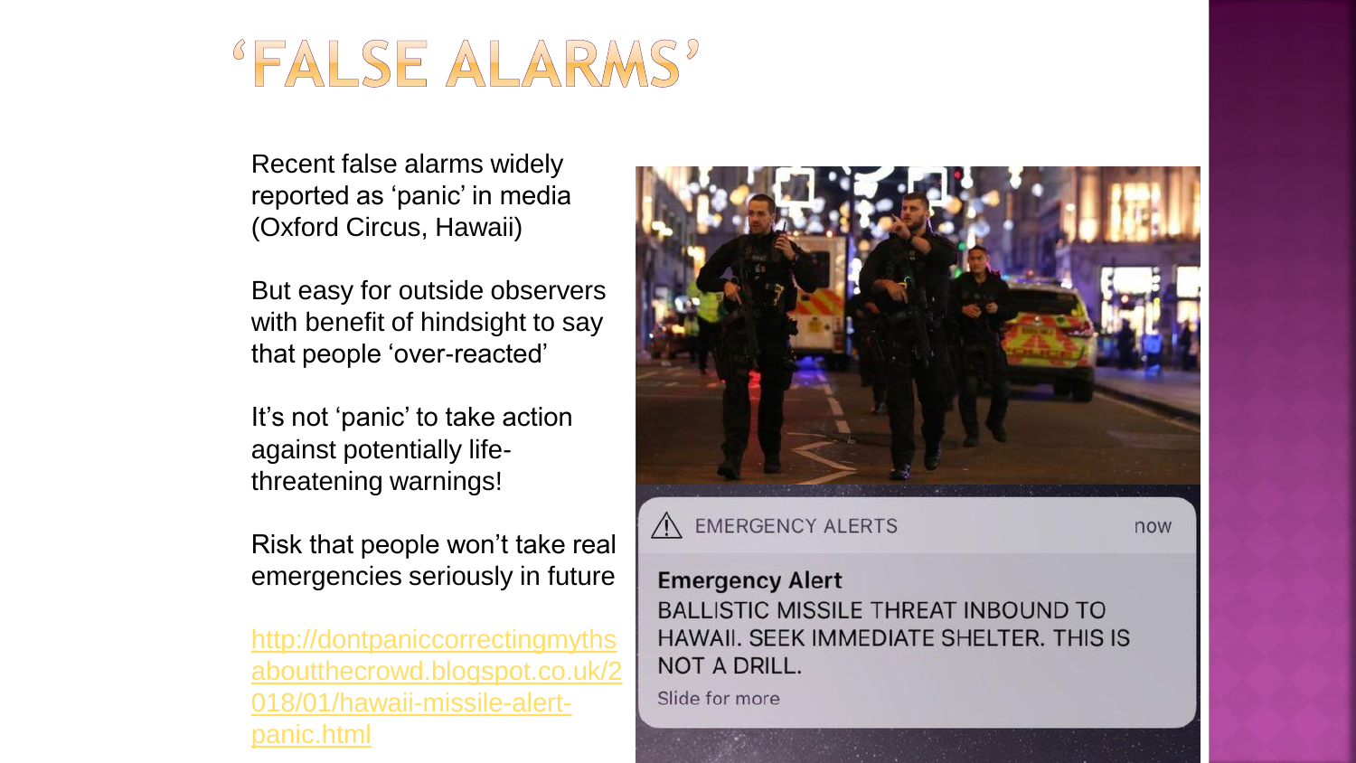# ‘FALSE ALARMS’

Recent false alarms widely reported as ‘panic’ in media (Oxford Circus, Hawaii)

But easy for outside observers with benefit of hindsight to say that people ‘over-reacted’

It’s not ‘panic’ to take action against potentially life-threatening warnings!

Risk that people won’t take real emergencies seriously in future

http://dontpaniccorrectingmythsaboutthecrowd.blogspot.co.uk/2018/01/hawaii-missile-alert-panic.html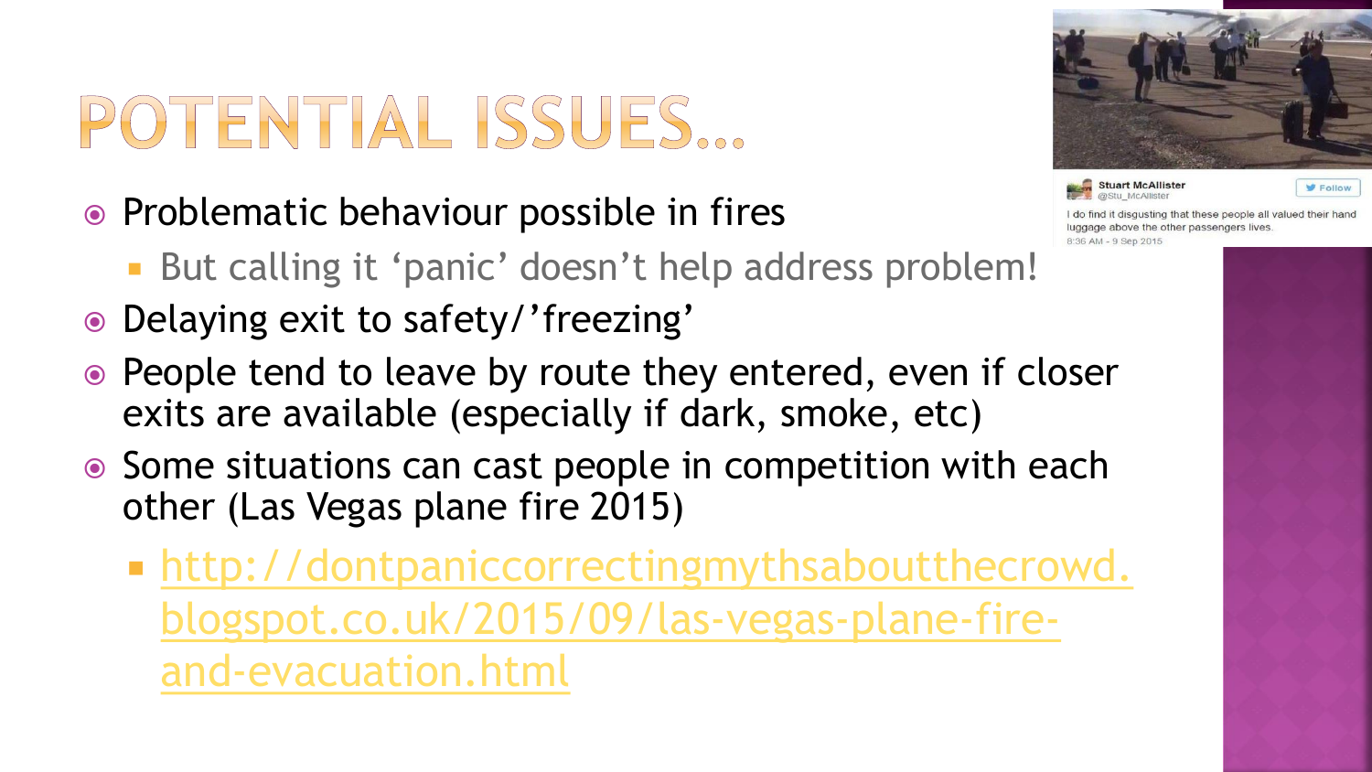# POTENTIAL ISSUES…

- Problematic behaviour possible in fires
  - But calling it 'panic' doesn't help address problem!
- Delaying exit to safety/'freezing'
- People tend to leave by route they entered, even if closer exits are available (especially if dark, smoke, etc)
- Some situations can cast people in competition with each other (Las Vegas plane fire 2015)
  - http://dontpaniccorrectingmythsaboutthecrowd.blogspot.co.uk/2015/09/las-vegas-plane-fire-and-evacuation.html

Stuart McAllister
@Stu_McAllister

I do find it disgusting that these people all valued their hand luggage above the other passengers lives.

8:36 AM - 9 Sep 2015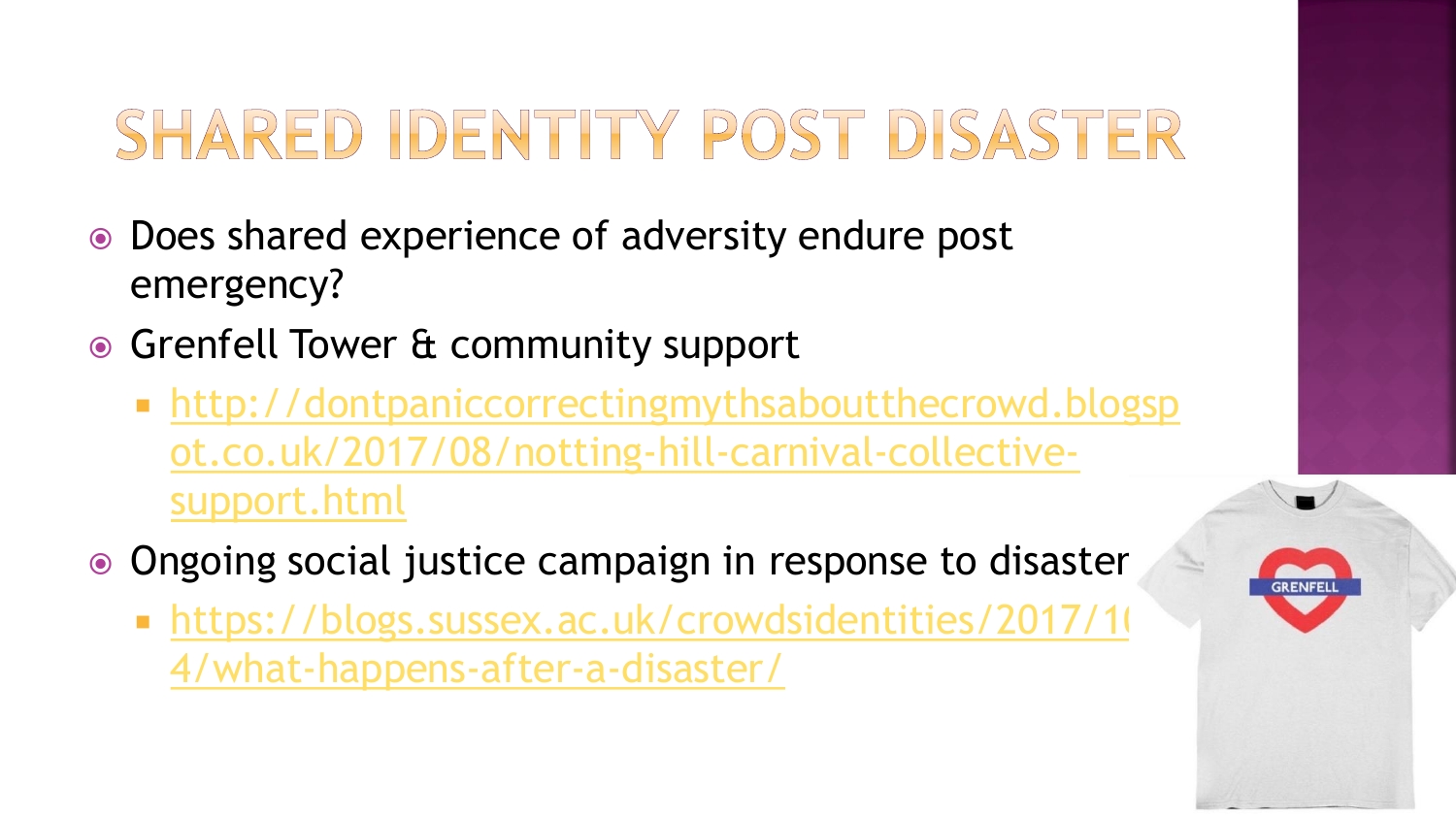# SHARED IDENTITY POST DISASTER

- Does shared experience of adversity endure post emergency?
- Grenfell Tower & community support
  - http://dontpaniccorrectingmythsaboutthecrowd.blogspot.co.uk/2017/08/notting-hill-carnival-collective-support.html
- Ongoing social justice campaign in response to disaster
  - https://blogs.sussex.ac.uk/crowdsidentities/2017/10/4/what-happens-after-a-disaster/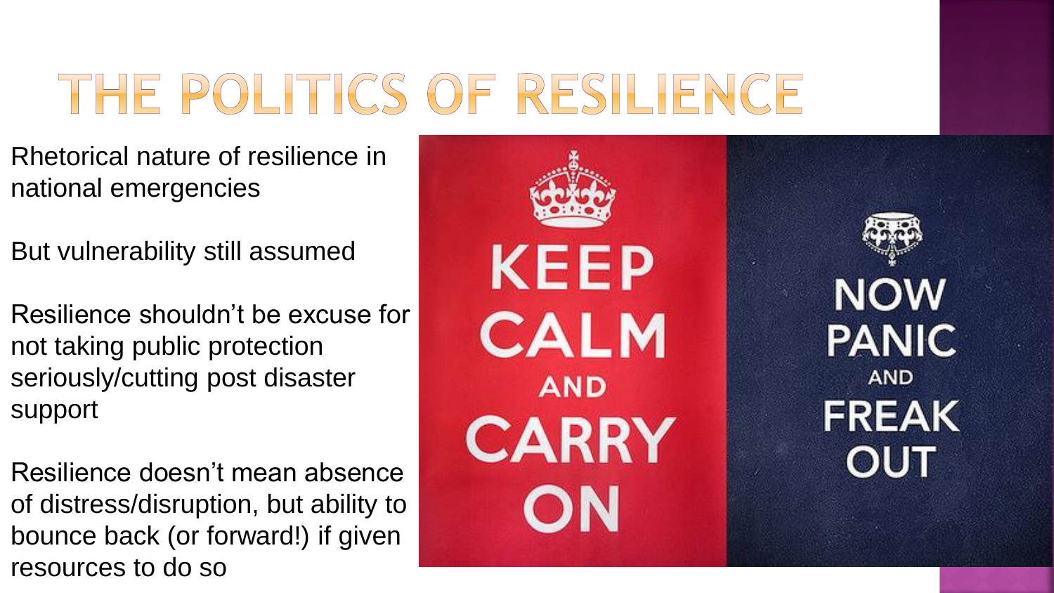# THE POLITICS OF RESILIENCE

Rhetorical nature of resilience in national emergencies

But vulnerability still assumed

Resilience shouldn't be excuse for not taking public protection seriously/cutting post disaster support

Resilience doesn't mean absence of distress/disruption, but ability to bounce back (or forward!) if given resources to do so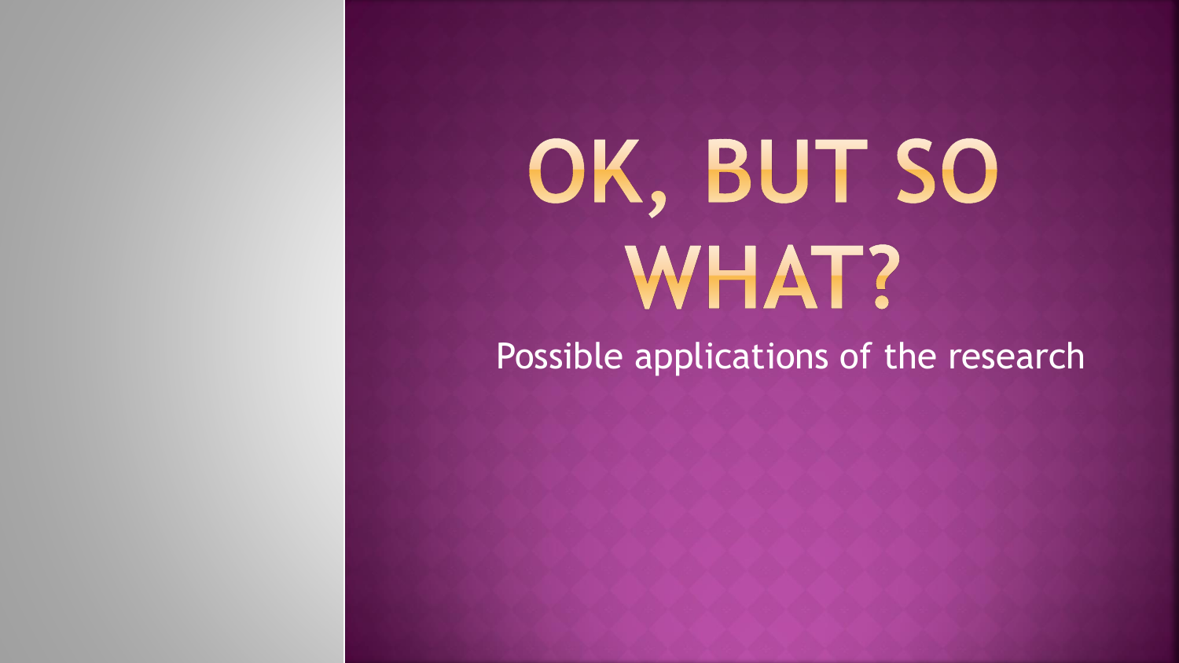# OK, BUT SO WHAT?

Possible applications of the research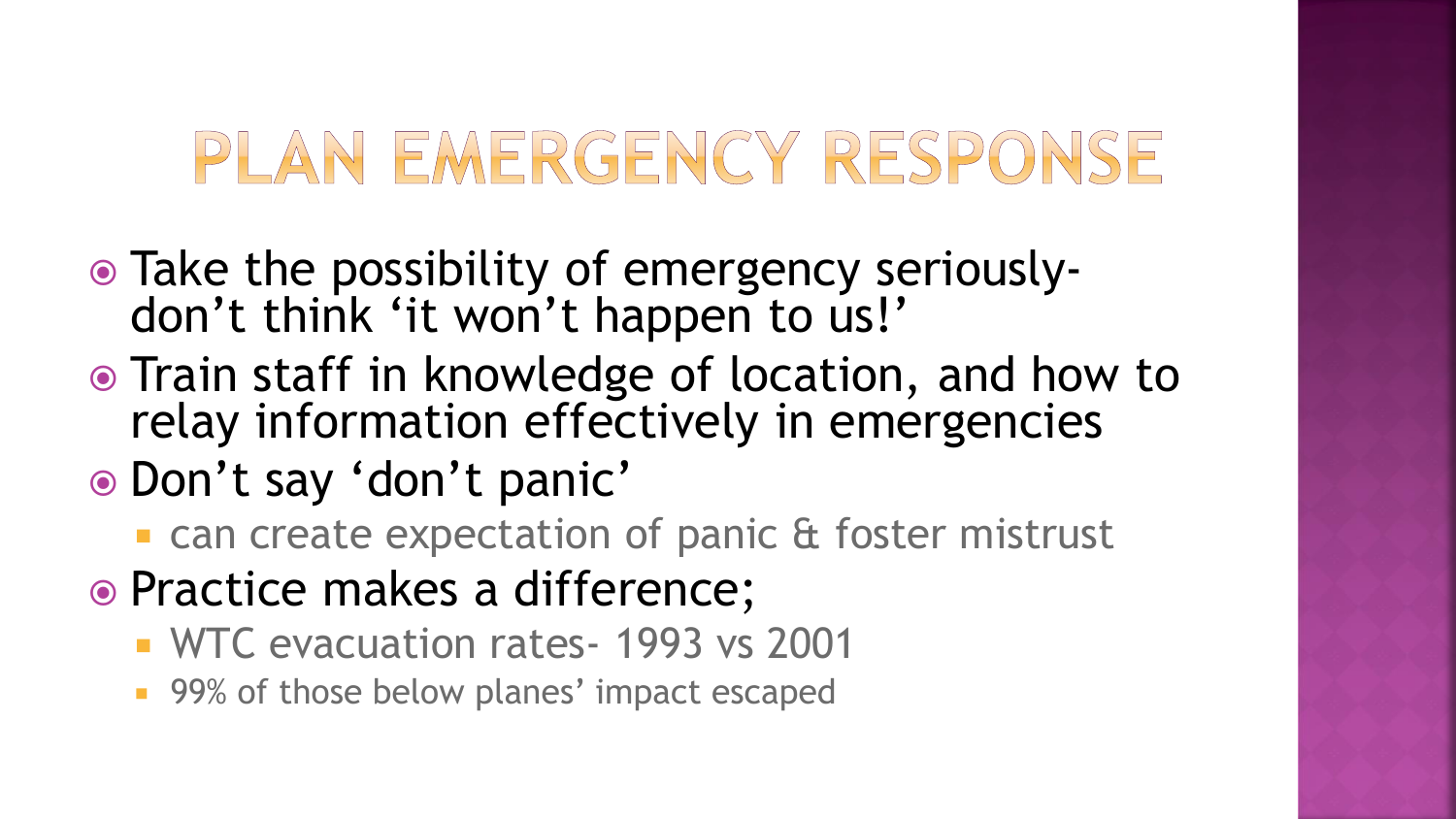# PLAN EMERGENCY RESPONSE

- Take the possibility of emergency seriously- don't think 'it won't happen to us!'
- Train staff in knowledge of location, and how to relay information effectively in emergencies
- Don't say 'don't panic'
  - can create expectation of panic & foster mistrust
- Practice makes a difference;
  - WTC evacuation rates- 1993 vs 2001
  - 99% of those below planes' impact escaped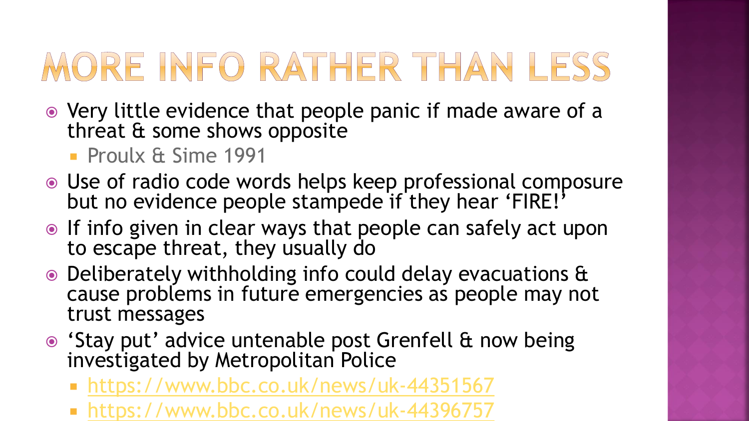# MORE INFO RATHER THAN LESS

- Very little evidence that people panic if made aware of a threat & some shows opposite
  - Proulx & Sime 1991
- Use of radio code words helps keep professional composure but no evidence people stampede if they hear 'FIRE!'
- If info given in clear ways that people can safely act upon to escape threat, they usually do
- Deliberately withholding info could delay evacuations & cause problems in future emergencies as people may not trust messages
- 'Stay put' advice untenable post Grenfell & now being investigated by Metropolitan Police
  - https://www.bbc.co.uk/news/uk-44351567
  - https://www.bbc.co.uk/news/uk-44396757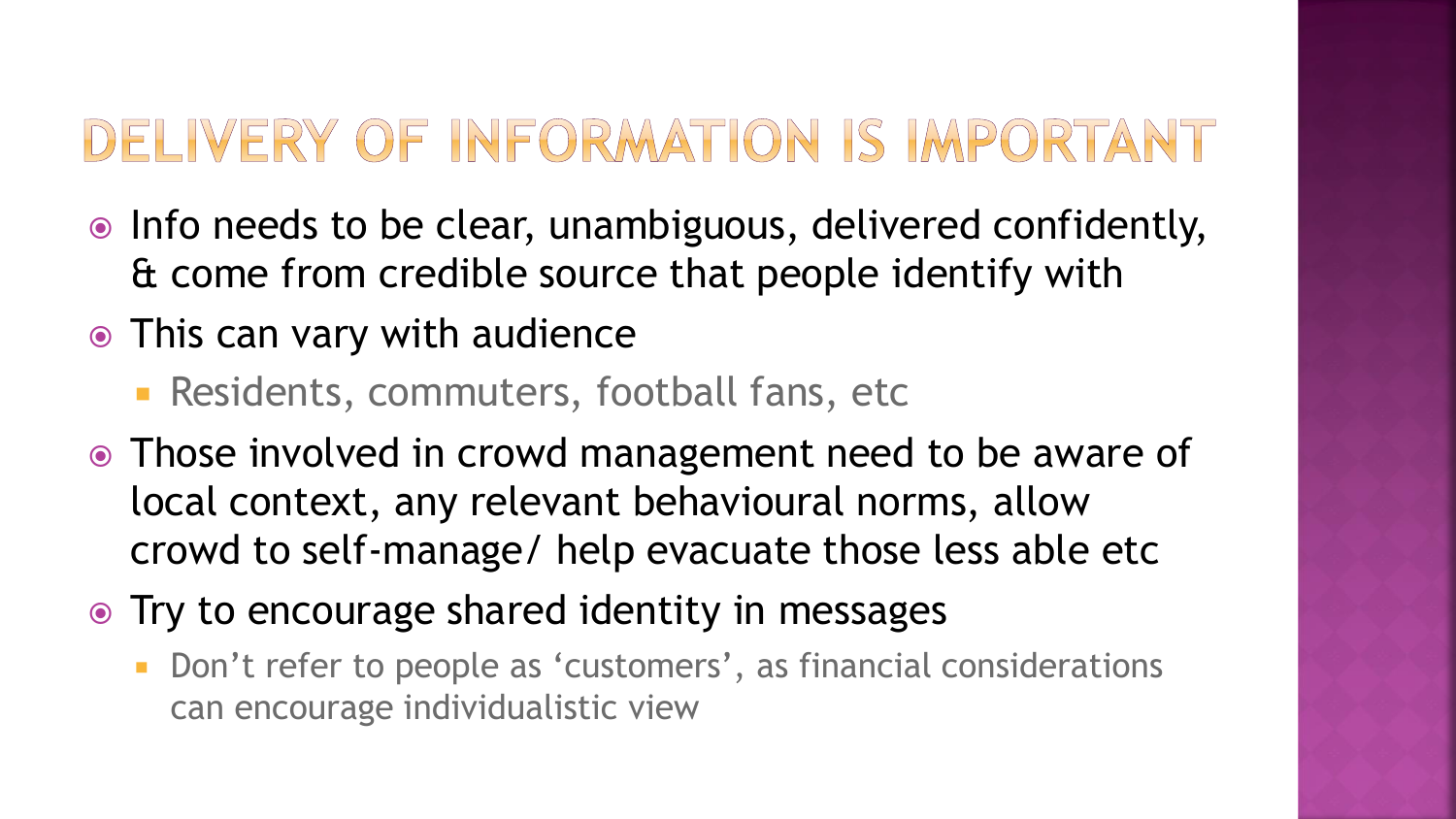# DELIVERY OF INFORMATION IS IMPORTANT

- Info needs to be clear, unambiguous, delivered confidently, & come from credible source that people identify with
- This can vary with audience
  - Residents, commuters, football fans, etc
- Those involved in crowd management need to be aware of local context, any relevant behavioural norms, allow crowd to self-manage/ help evacuate those less able etc
- Try to encourage shared identity in messages
  - Don't refer to people as 'customers', as financial considerations can encourage individualistic view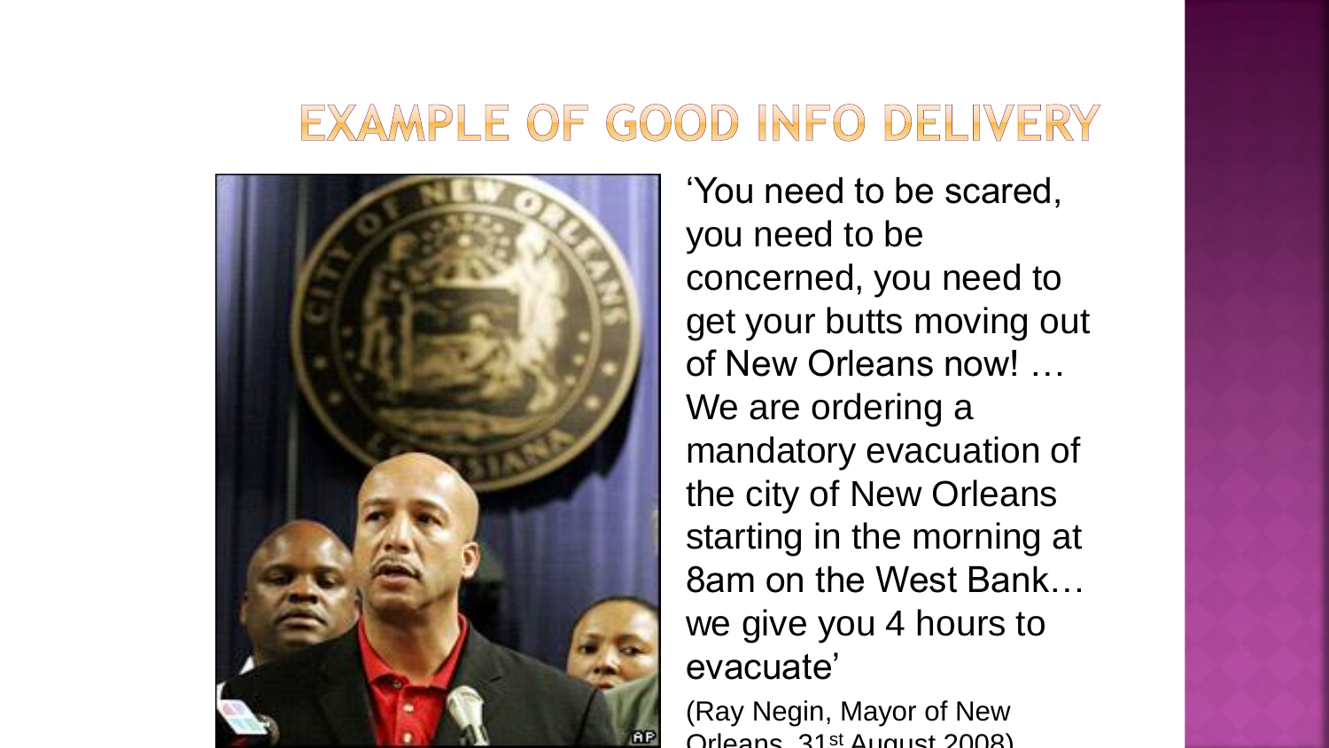# EXAMPLE OF GOOD INFO DELIVERY

'You need to be scared, you need to be concerned, you need to get your butts moving out of New Orleans now! … We are ordering a mandatory evacuation of the city of New Orleans starting in the morning at 8am on the West Bank… we give you 4 hours to evacuate'

(Ray Negin, Mayor of New Orleans, 31st August 2008)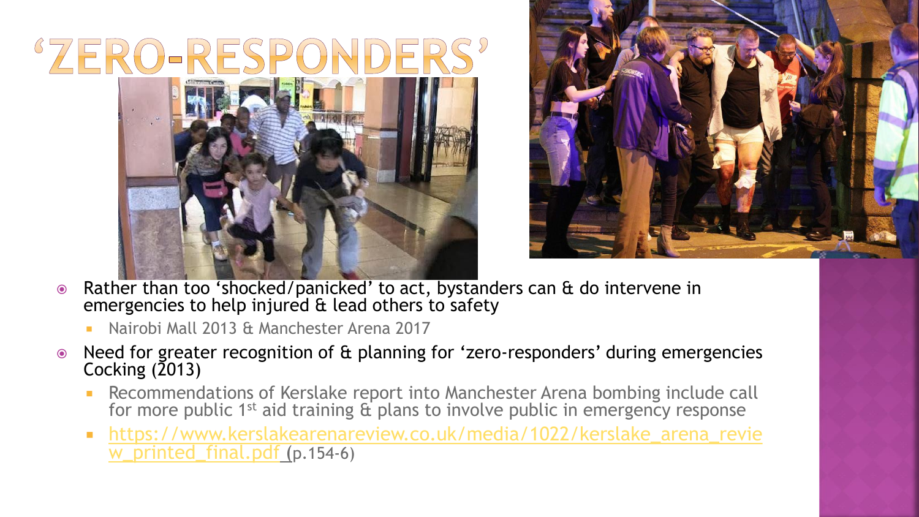# 'ZERO-RESPONDERS'

- Rather than too 'shocked/panicked' to act, bystanders can & do intervene in emergencies to help injured & lead others to safety
  - Nairobi Mall 2013 & Manchester Arena 2017
- Need for greater recognition of & planning for 'zero-responders' during emergencies Cocking (2013)
  - Recommendations of Kerslake report into Manchester Arena bombing include call for more public 1st aid training & plans to involve public in emergency response
  - https://www.kerslakearenareview.co.uk/media/1022/kerslake_arena_review_printed_final.pdf (p.154-6)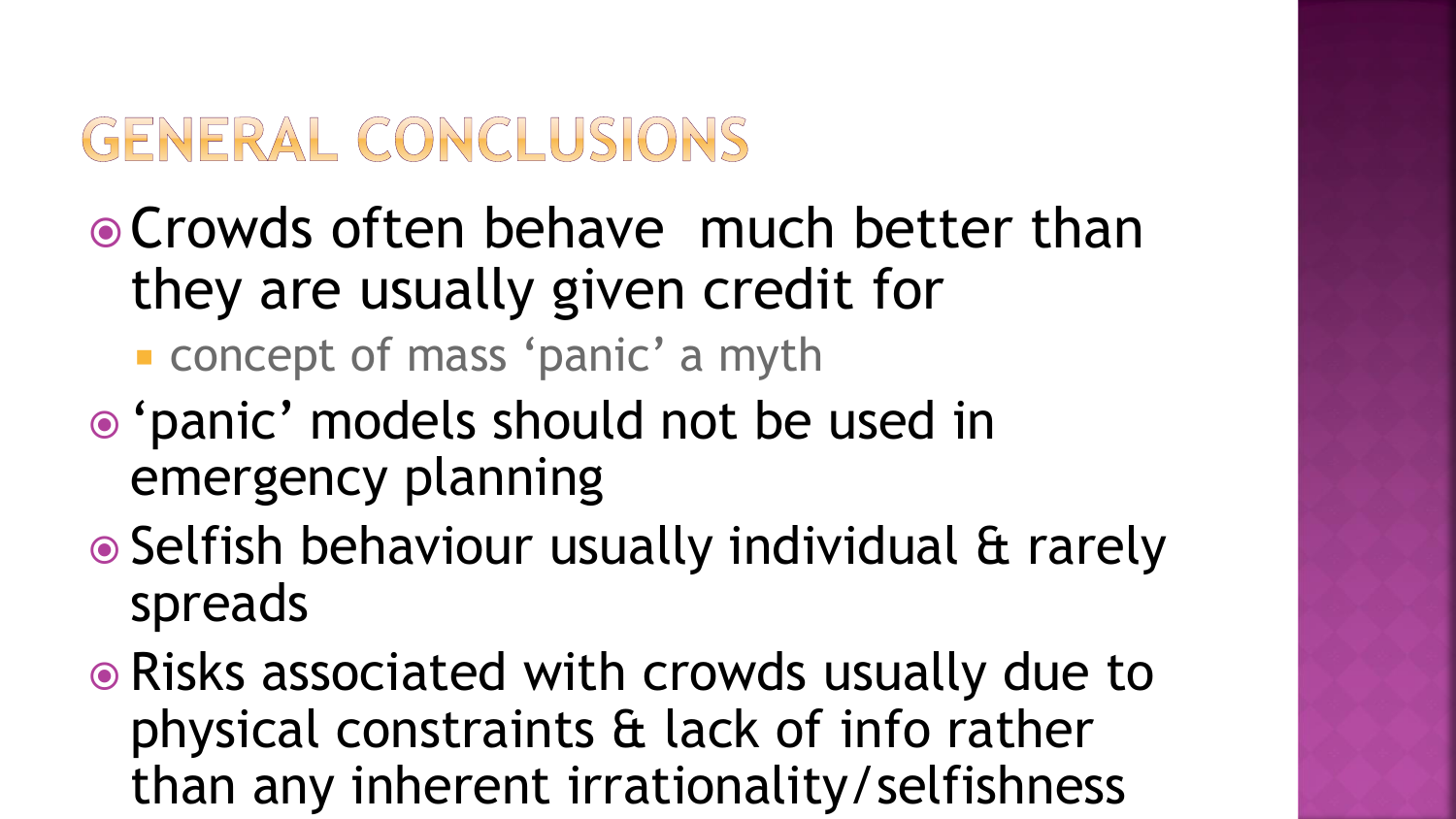# GENERAL CONCLUSIONS

- Crowds often behave much better than they are usually given credit for
  - concept of mass 'panic' a myth
- 'panic' models should not be used in emergency planning
- Selfish behaviour usually individual & rarely spreads
- Risks associated with crowds usually due to physical constraints & lack of info rather than any inherent irrationality/selfishness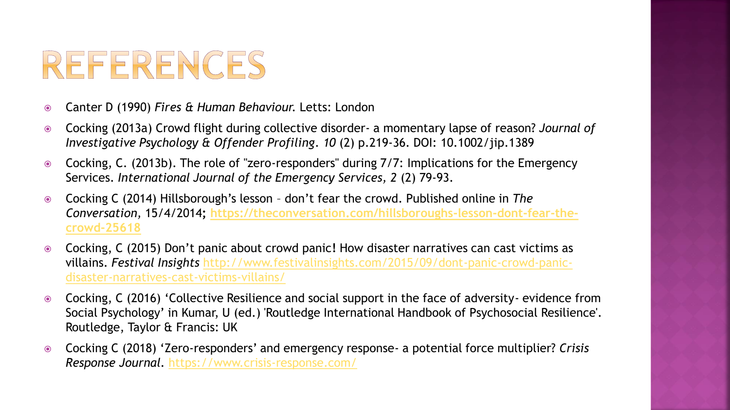# REFERENCES

- Canter D (1990) *Fires & Human Behaviour.* Letts: London
- Cocking (2013a) Crowd flight during collective disorder- a momentary lapse of reason? *Journal of Investigative Psychology & Offender Profiling. 10* (2) p.219-36. DOI: 10.1002/jip.1389
- Cocking, C. (2013b). The role of "zero-responders" during 7/7: Implications for the Emergency Services. *International Journal of the Emergency Services, 2* (2) 79-93.
- Cocking C (2014) Hillsborough's lesson – don't fear the crowd. Published online in *The Conversation*, 15/4/2014; **https://theconversation.com/hillsboroughs-lesson-dont-fear-the-crowd-25618**
- Cocking, C (2015) Don't panic about crowd panic! How disaster narratives can cast victims as villains. *Festival Insights* http://www.festivalinsights.com/2015/09/dont-panic-crowd-panic-disaster-narratives-cast-victims-villains/
- Cocking, C (2016) 'Collective Resilience and social support in the face of adversity- evidence from Social Psychology' in Kumar, U (ed.) 'Routledge International Handbook of Psychosocial Resilience'. Routledge, Taylor & Francis: UK
- Cocking C (2018) 'Zero-responders' and emergency response- a potential force multiplier? *Crisis Response Journal.* https://www.crisis-response.com/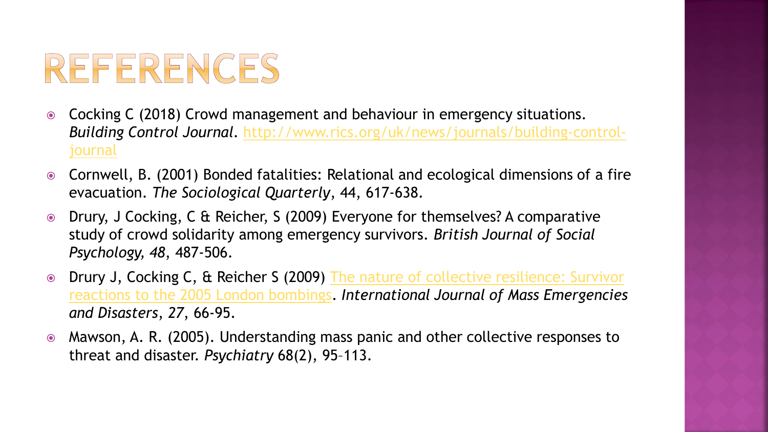# REFERENCES

- Cocking C (2018) Crowd management and behaviour in emergency situations. *Building Control Journal*. http://www.rics.org/uk/news/journals/building-control-journal
- Cornwell, B. (2001) Bonded fatalities: Relational and ecological dimensions of a fire evacuation. *The Sociological Quarterly*, 44, 617-638.
- Drury, J Cocking, C & Reicher, S (2009) Everyone for themselves? A comparative study of crowd solidarity among emergency survivors. *British Journal of Social Psychology, 48*, 487-506.
- Drury J, Cocking C, & Reicher S (2009) The nature of collective resilience: Survivor reactions to the 2005 London bombings. *International Journal of Mass Emergencies and Disasters, 27*, 66-95.
- Mawson, A. R. (2005). Understanding mass panic and other collective responses to threat and disaster. *Psychiatry* 68(2), 95–113.